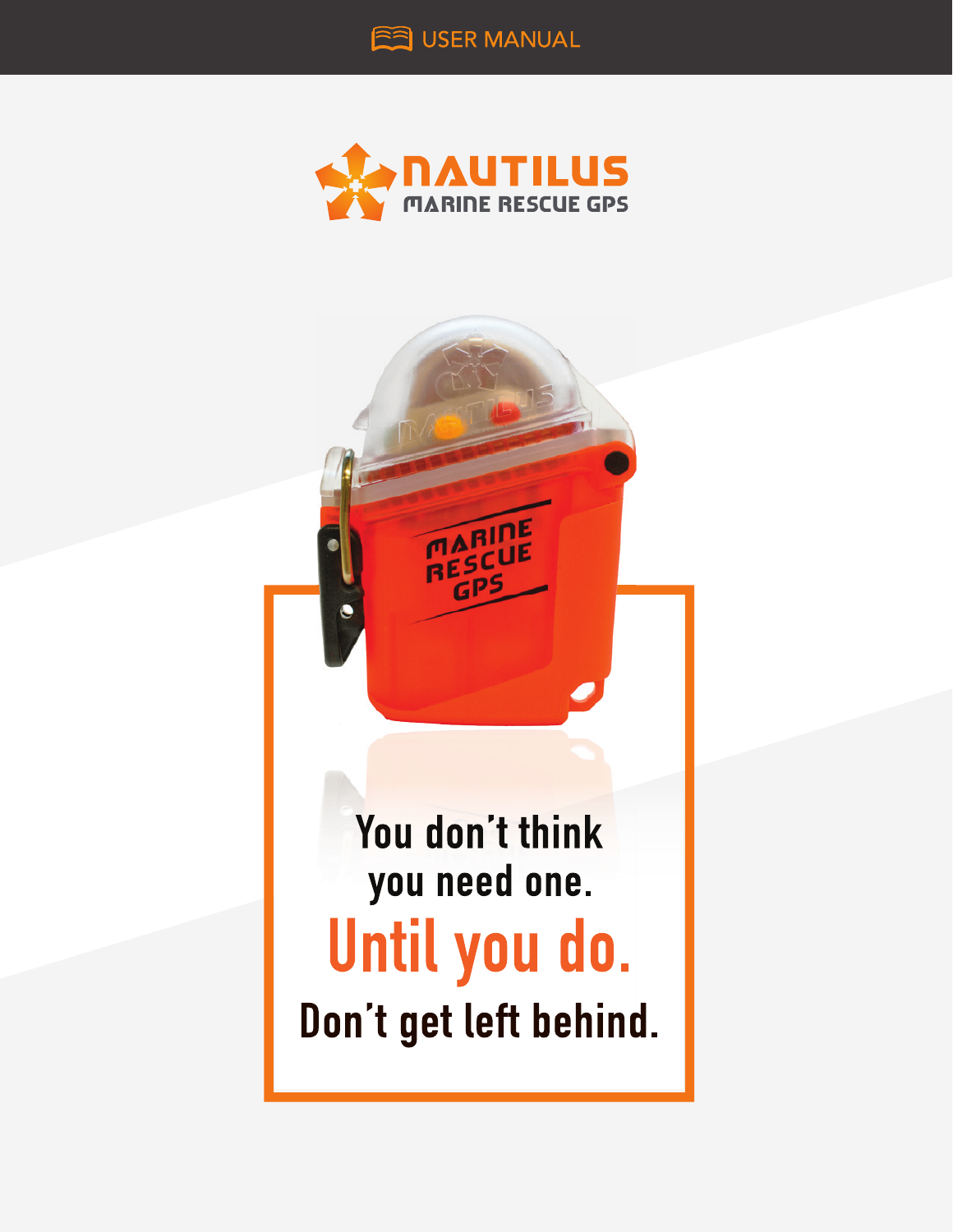USER MANUAL

# NAUTILUS

MARINE RESCUE GPS

You don't think you need one.

**Until you do.**

Don't get left behind.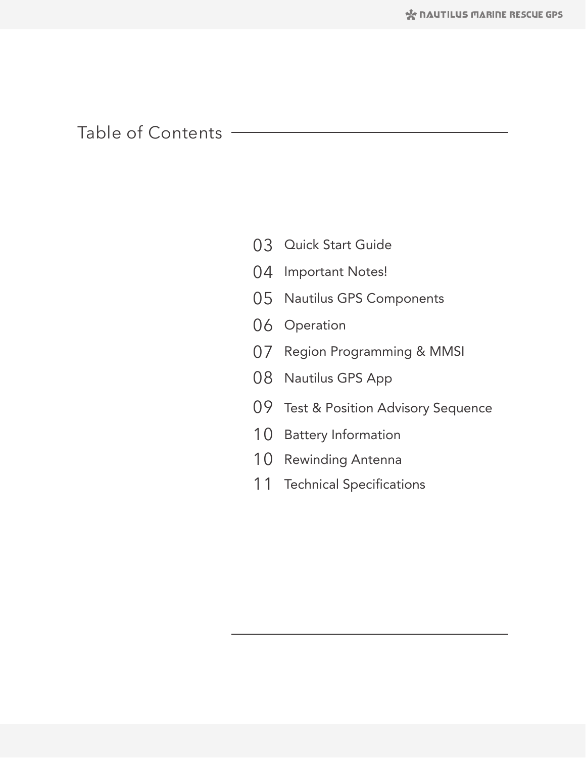# Table of Contents

03 Quick Start Guide

04 Important Notes!

05 Nautilus GPS Components

06 Operation

07 Region Programming & MMSI

08 Nautilus GPS App

09 Test & Position Advisory Sequence

10 Battery Information

10 Rewinding Antenna

11 Technical Specifications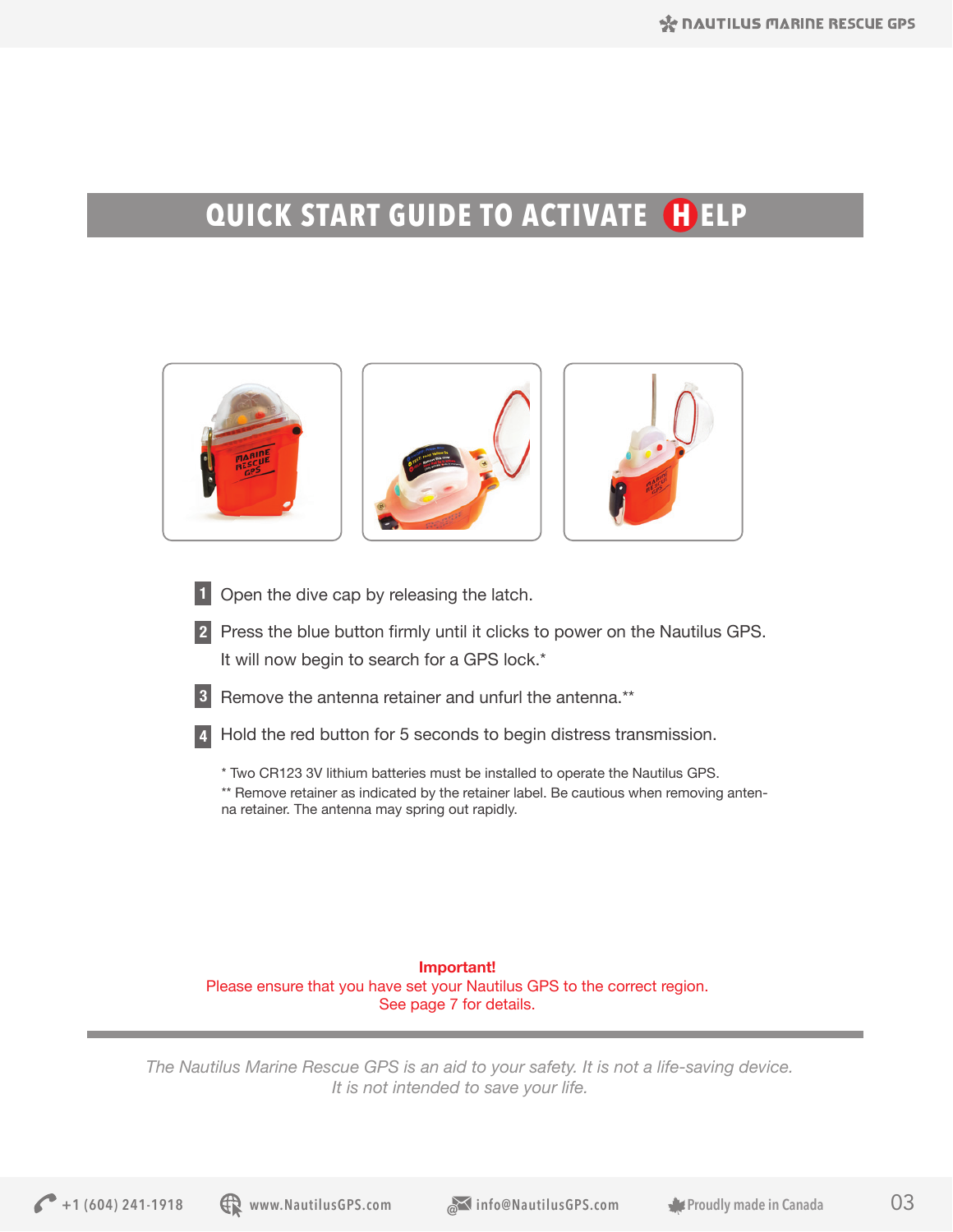# QUICK START GUIDE TO ACTIVATE HELP

1. Open the dive cap by releasing the latch.
2. Press the blue button firmly until it clicks to power on the Nautilus GPS. It will now begin to search for a GPS lock.*
3. Remove the antenna retainer and unfurl the antenna.**
4. Hold the red button for 5 seconds to begin distress transmission.

\* Two CR123 3V lithium batteries must be installed to operate the Nautilus GPS.
** Remove retainer as indicated by the retainer label. Be cautious when removing antenna retainer. The antenna may spring out rapidly.

**Important!**
Please ensure that you have set your Nautilus GPS to the correct region.
See page 7 for details.

---

*The Nautilus Marine Rescue GPS is an aid to your safety. It is not a life-saving device. It is not intended to save your life.*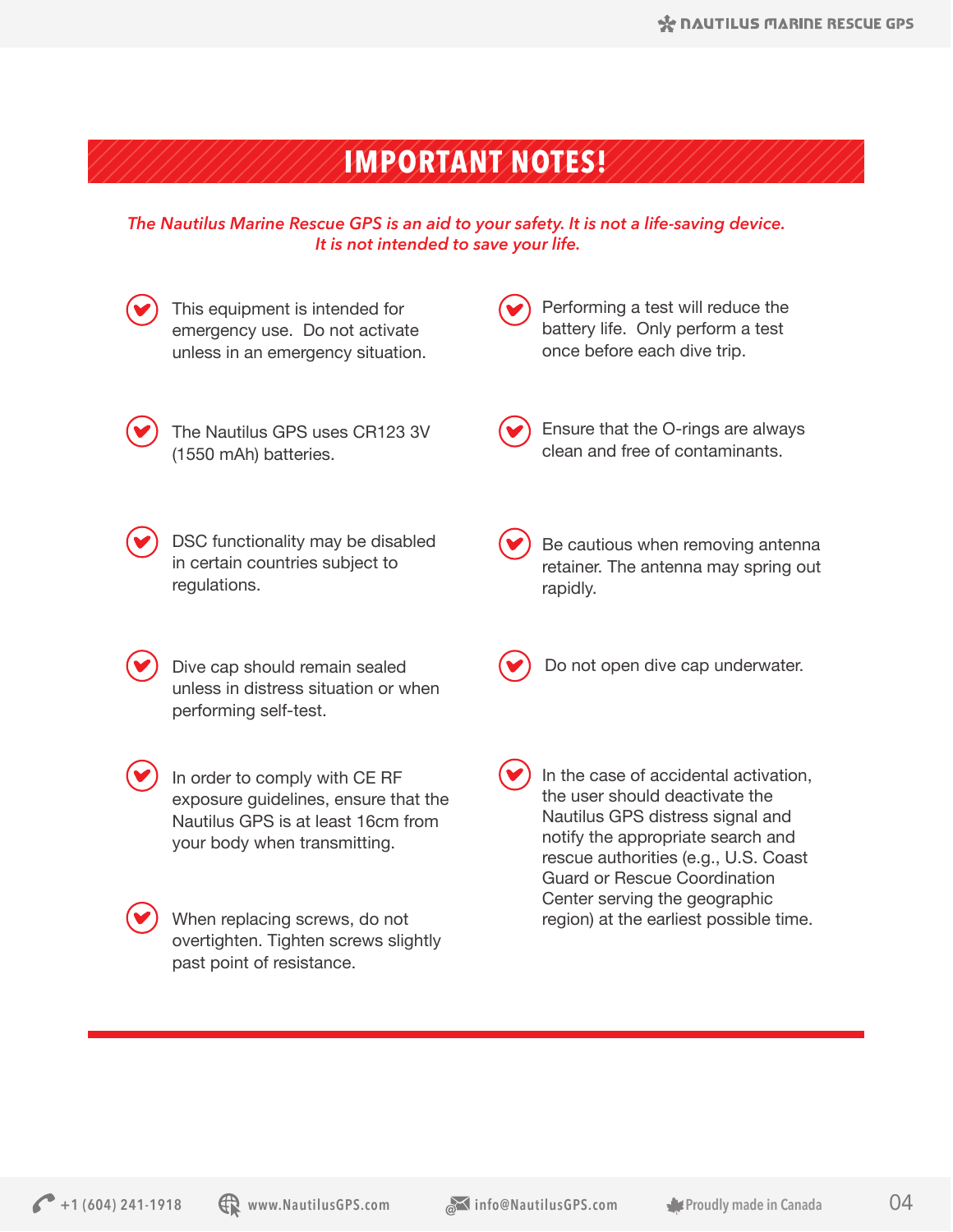# IMPORTANT NOTES!

*The Nautilus Marine Rescue GPS is an aid to your safety. It is not a life-saving device. It is not intended to save your life.*

- This equipment is intended for emergency use. Do not activate unless in an emergency situation.
- The Nautilus GPS uses CR123 3V (1550 mAh) batteries.
- DSC functionality may be disabled in certain countries subject to regulations.
- Dive cap should remain sealed unless in distress situation or when performing self-test.
- In order to comply with CE RF exposure guidelines, ensure that the Nautilus GPS is at least 16cm from your body when transmitting.
- When replacing screws, do not overtighten. Tighten screws slightly past point of resistance.
- Performing a test will reduce the battery life. Only perform a test once before each dive trip.
- Ensure that the O-rings are always clean and free of contaminants.
- Be cautious when removing antenna retainer. The antenna may spring out rapidly.
- Do not open dive cap underwater.
- In the case of accidental activation, the user should deactivate the Nautilus GPS distress signal and notify the appropriate search and rescue authorities (e.g., U.S. Coast Guard or Rescue Coordination Center serving the geographic region) at the earliest possible time.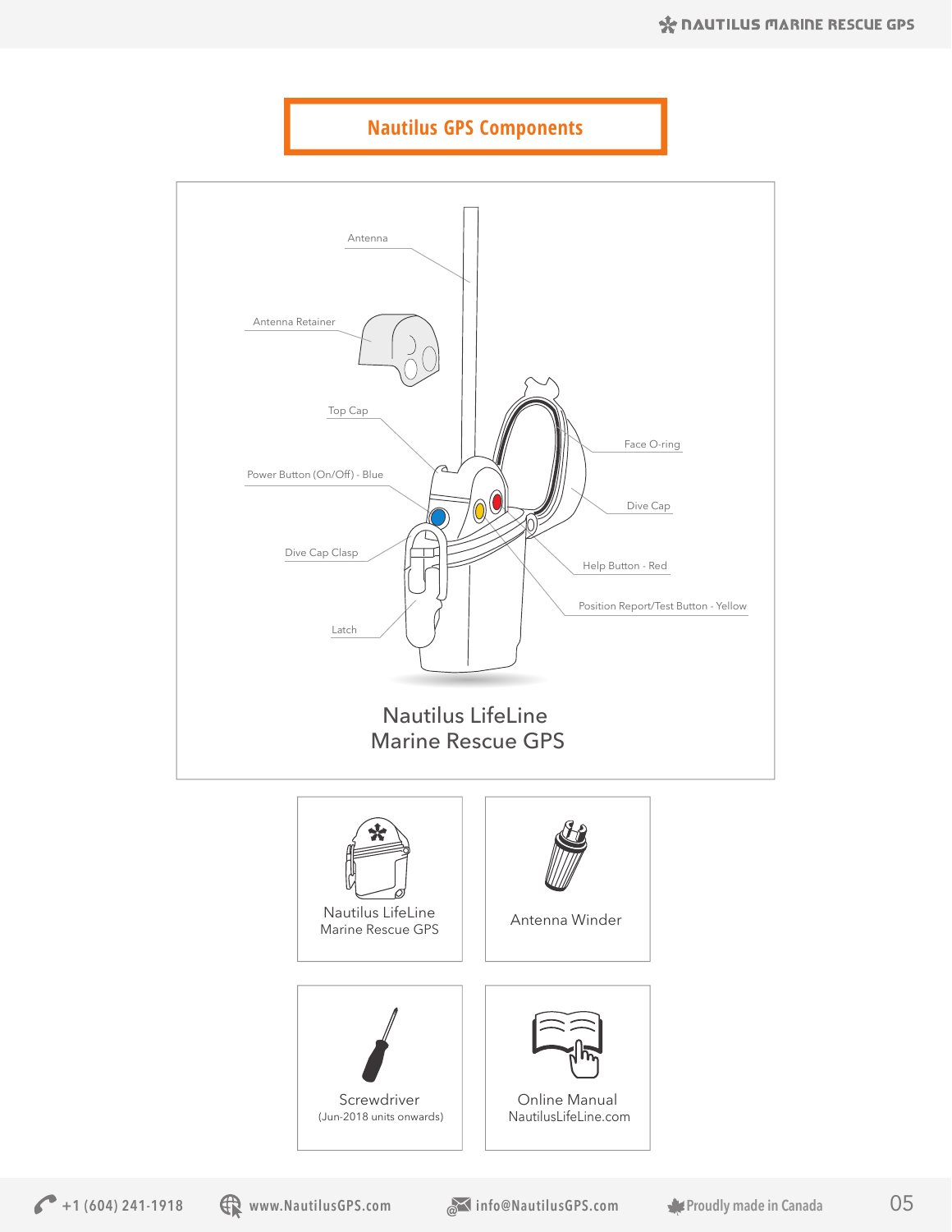## Nautilus GPS Components

Antenna

Antenna Retainer

Top Cap

Power Button (On/Off) - Blue

Dive Cap Clasp

Latch

Face O-ring

Dive Cap

Help Button - Red

Position Report/Test Button - Yellow

Nautilus LifeLine
Marine Rescue GPS

Nautilus LifeLine
Marine Rescue GPS

Antenna Winder

Screwdriver
(Jun-2018 units onwards)

Online Manual
NautilusLifeLine.com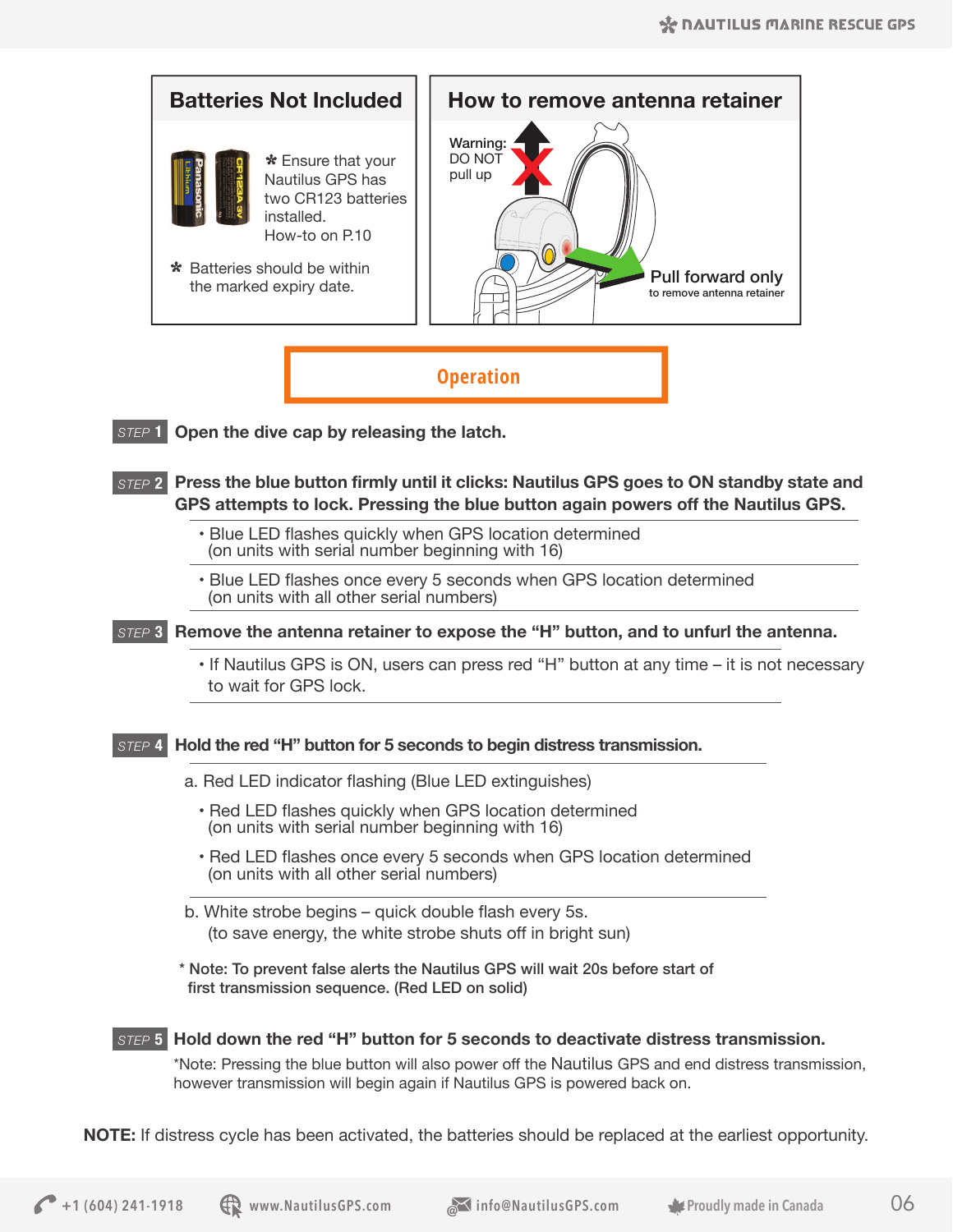## Batteries Not Included

✲ Ensure that your Nautilus GPS has two CR123 batteries installed. How-to on P.10

✲ Batteries should be within the marked expiry date.

## How to remove antenna retainer

Warning: DO NOT pull up

Pull forward only to remove antenna retainer

## Operation

**STEP 1** **Open the dive cap by releasing the latch.**

**STEP 2** **Press the blue button firmly until it clicks: Nautilus GPS goes to ON standby state and GPS attempts to lock. Pressing the blue button again powers off the Nautilus GPS.**

- Blue LED flashes quickly when GPS location determined (on units with serial number beginning with 16)
- Blue LED flashes once every 5 seconds when GPS location determined (on units with all other serial numbers)

**STEP 3** **Remove the antenna retainer to expose the "H" button, and to unfurl the antenna.**

- If Nautilus GPS is ON, users can press red "H" button at any time – it is not necessary to wait for GPS lock.

**STEP 4** **Hold the red "H" button for 5 seconds to begin distress transmission.**

a. Red LED indicator flashing (Blue LED extinguishes)

- Red LED flashes quickly when GPS location determined (on units with serial number beginning with 16)
- Red LED flashes once every 5 seconds when GPS location determined (on units with all other serial numbers)

b. White strobe begins – quick double flash every 5s. (to save energy, the white strobe shuts off in bright sun)

\* Note: To prevent false alerts the Nautilus GPS will wait 20s before start of first transmission sequence. (Red LED on solid)

**STEP 5** **Hold down the red "H" button for 5 seconds to deactivate distress transmission.**

*Note: Pressing the blue button will also power off the Nautilus GPS and end distress transmission, however transmission will begin again if Nautilus GPS is powered back on.

**NOTE:** If distress cycle has been activated, the batteries should be replaced at the earliest opportunity.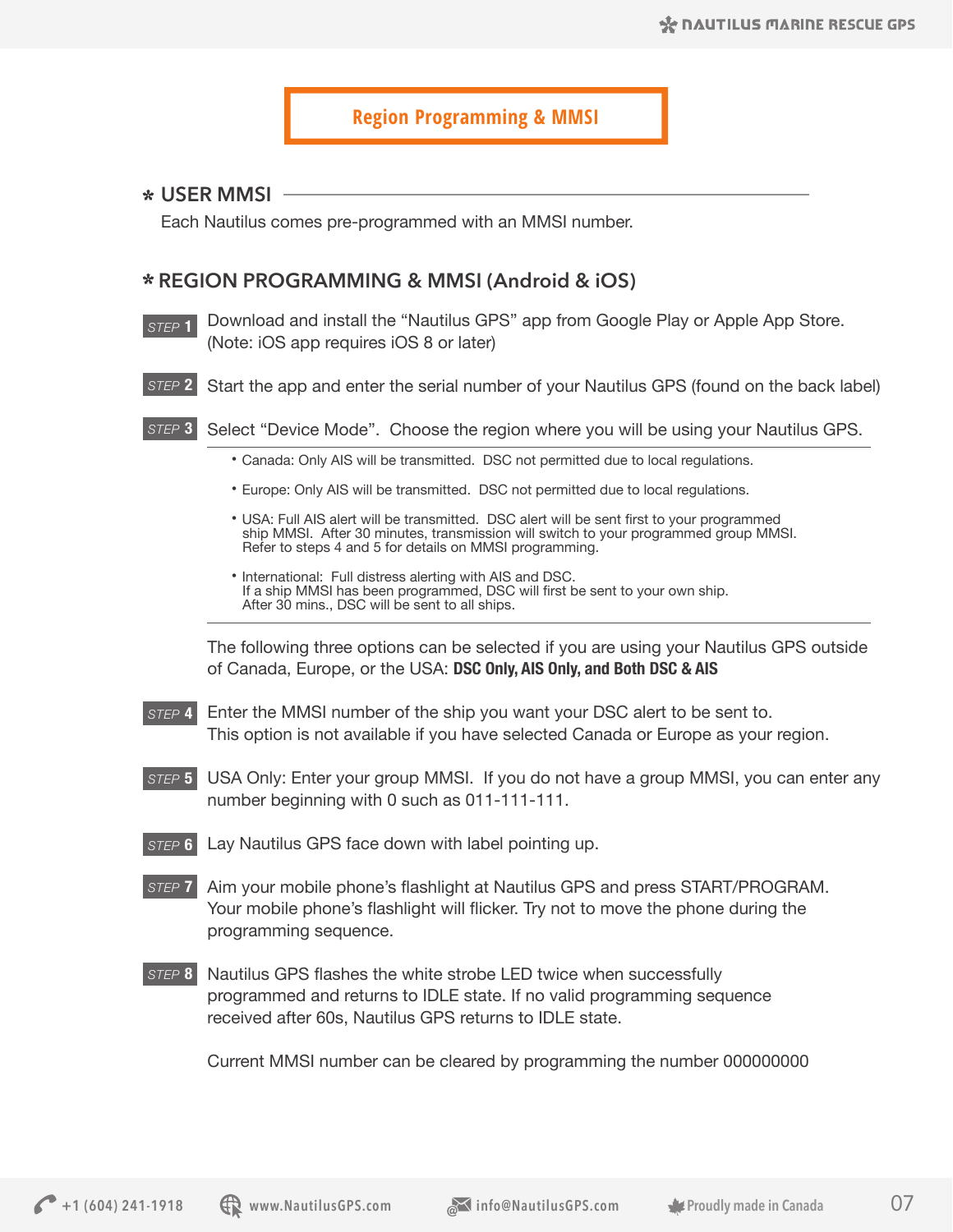# Region Programming & MMSI

## * USER MMSI

Each Nautilus comes pre-programmed with an MMSI number.

## * REGION PROGRAMMING & MMSI (Android & iOS)

**STEP 1** Download and install the “Nautilus GPS” app from Google Play or Apple App Store. (Note: iOS app requires iOS 8 or later)

**STEP 2** Start the app and enter the serial number of your Nautilus GPS (found on the back label)

**STEP 3** Select “Device Mode”. Choose the region where you will be using your Nautilus GPS.

- Canada: Only AIS will be transmitted. DSC not permitted due to local regulations.
- Europe: Only AIS will be transmitted. DSC not permitted due to local regulations.
- USA: Full AIS alert will be transmitted. DSC alert will be sent first to your programmed ship MMSI. After 30 minutes, transmission will switch to your programmed group MMSI. Refer to steps 4 and 5 for details on MMSI programming.
- International: Full distress alerting with AIS and DSC. If a ship MMSI has been programmed, DSC will first be sent to your own ship. After 30 mins., DSC will be sent to all ships.

The following three options can be selected if you are using your Nautilus GPS outside of Canada, Europe, or the USA: **DSC Only, AIS Only, and Both DSC & AIS**

**STEP 4** Enter the MMSI number of the ship you want your DSC alert to be sent to. This option is not available if you have selected Canada or Europe as your region.

**STEP 5** USA Only: Enter your group MMSI. If you do not have a group MMSI, you can enter any number beginning with 0 such as 011-111-111.

**STEP 6** Lay Nautilus GPS face down with label pointing up.

**STEP 7** Aim your mobile phone’s flashlight at Nautilus GPS and press START/PROGRAM. Your mobile phone’s flashlight will flicker. Try not to move the phone during the programming sequence.

**STEP 8** Nautilus GPS flashes the white strobe LED twice when successfully programmed and returns to IDLE state. If no valid programming sequence received after 60s, Nautilus GPS returns to IDLE state.

Current MMSI number can be cleared by programming the number 000000000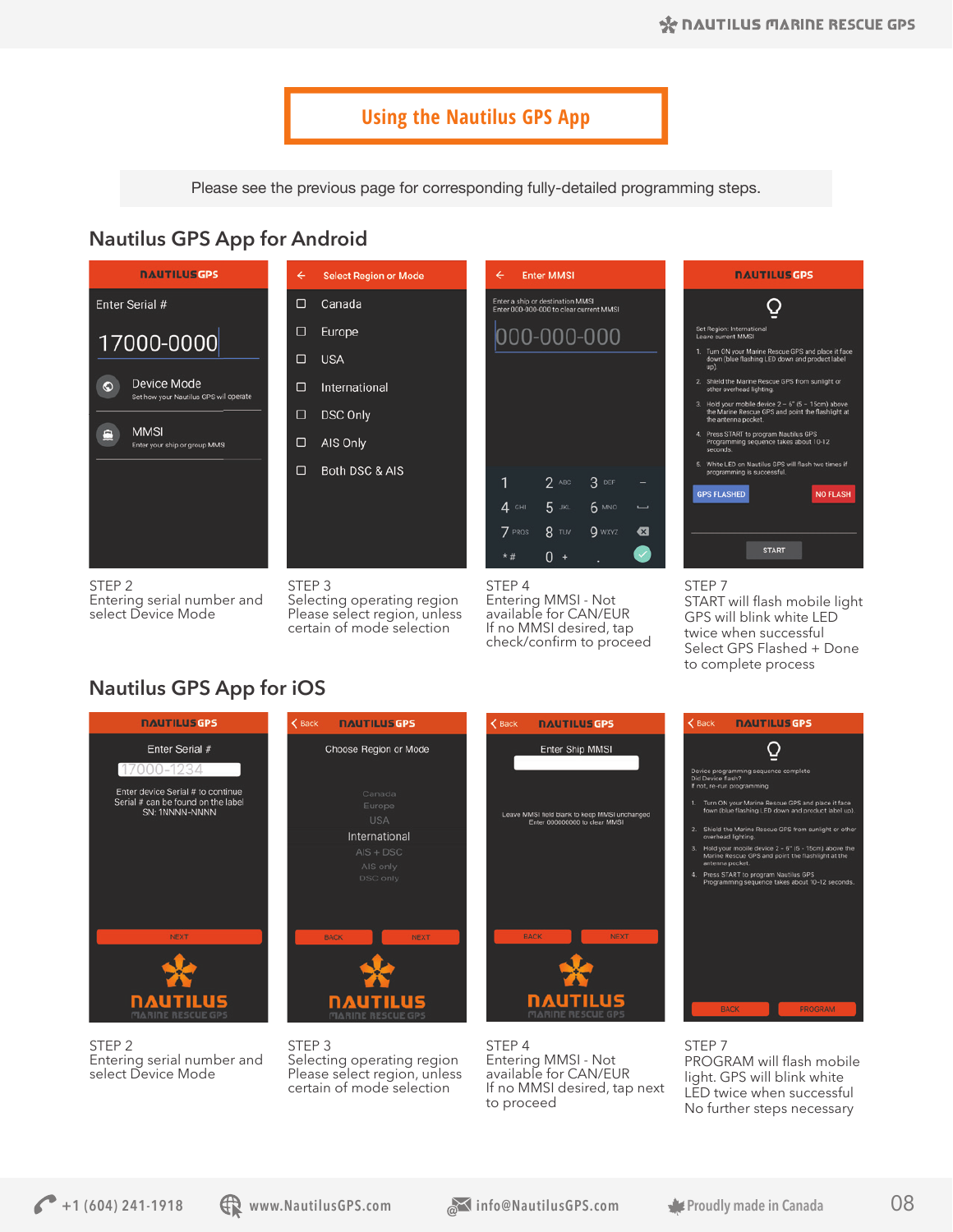# Using the Nautilus GPS App

Please see the previous page for corresponding fully-detailed programming steps.

## Nautilus GPS App for Android

STEP 2
Entering serial number and select Device Mode

STEP 3
Selecting operating region
Please select region, unless certain of mode selection

STEP 4
Entering MMSI - Not available for CAN/EUR
If no MMSI desired, tap check/confirm to proceed

STEP 7
START will flash mobile light
GPS will blink white LED twice when successful
Select GPS Flashed + Done to complete process

## Nautilus GPS App for iOS

STEP 2
Entering serial number and select Device Mode

STEP 3
Selecting operating region
Please select region, unless certain of mode selection

STEP 4
Entering MMSI - Not available for CAN/EUR
If no MMSI desired, tap next to proceed

STEP 7
PROGRAM will flash mobile light. GPS will blink white LED twice when successful
No further steps necessary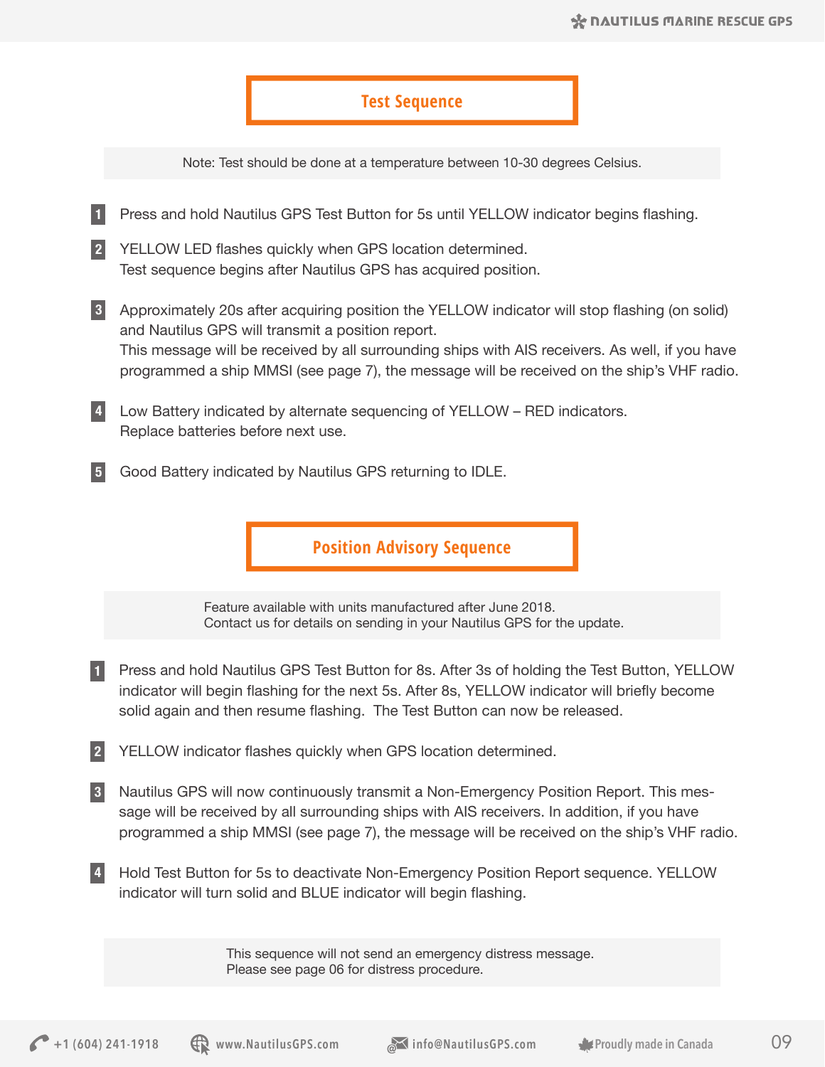## Test Sequence

Note: Test should be done at a temperature between 10-30 degrees Celsius.

1. Press and hold Nautilus GPS Test Button for 5s until YELLOW indicator begins flashing.
2. YELLOW LED flashes quickly when GPS location determined.
   Test sequence begins after Nautilus GPS has acquired position.
3. Approximately 20s after acquiring position the YELLOW indicator will stop flashing (on solid) and Nautilus GPS will transmit a position report.
   This message will be received by all surrounding ships with AIS receivers. As well, if you have programmed a ship MMSI (see page 7), the message will be received on the ship's VHF radio.
4. Low Battery indicated by alternate sequencing of YELLOW – RED indicators.
   Replace batteries before next use.
5. Good Battery indicated by Nautilus GPS returning to IDLE.

## Position Advisory Sequence

Feature available with units manufactured after June 2018.
Contact us for details on sending in your Nautilus GPS for the update.

1. Press and hold Nautilus GPS Test Button for 8s. After 3s of holding the Test Button, YELLOW indicator will begin flashing for the next 5s. After 8s, YELLOW indicator will briefly become solid again and then resume flashing. The Test Button can now be released.
2. YELLOW indicator flashes quickly when GPS location determined.
3. Nautilus GPS will now continuously transmit a Non-Emergency Position Report. This message will be received by all surrounding ships with AIS receivers. In addition, if you have programmed a ship MMSI (see page 7), the message will be received on the ship's VHF radio.
4. Hold Test Button for 5s to deactivate Non-Emergency Position Report sequence. YELLOW indicator will turn solid and BLUE indicator will begin flashing.

This sequence will not send an emergency distress message.
Please see page 06 for distress procedure.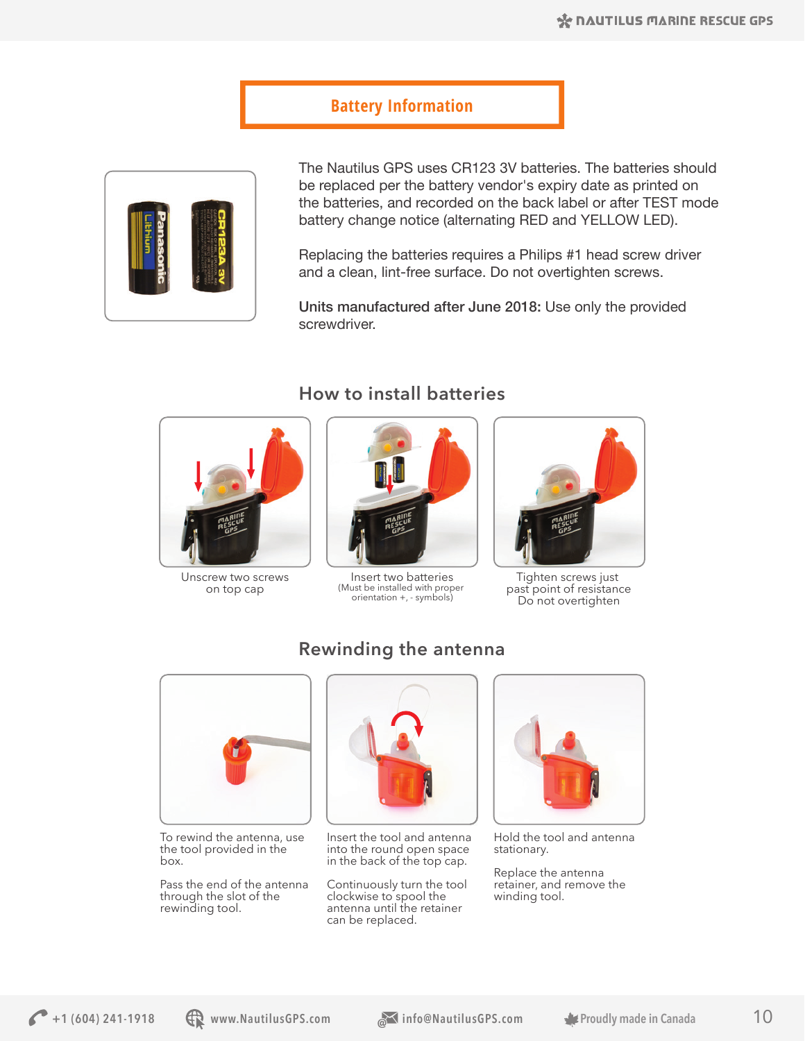# Battery Information

The Nautilus GPS uses CR123 3V batteries. The batteries should be replaced per the battery vendor's expiry date as printed on the batteries, and recorded on the back label or after TEST mode battery change notice (alternating RED and YELLOW LED).

Replacing the batteries requires a Philips #1 head screw driver and a clean, lint-free surface. Do not overtighten screws.

**Units manufactured after June 2018:** Use only the provided screwdriver.

## How to install batteries

Unscrew two screws on top cap

Insert two batteries
(Must be installed with proper orientation +, - symbols)

Tighten screws just past point of resistance
Do not overtighten

## Rewinding the antenna

To rewind the antenna, use the tool provided in the box.

Pass the end of the antenna through the slot of the rewinding tool.

Insert the tool and antenna into the round open space in the back of the top cap.

Continuously turn the tool clockwise to spool the antenna until the retainer can be replaced.

Hold the tool and antenna stationary.

Replace the antenna retainer, and remove the winding tool.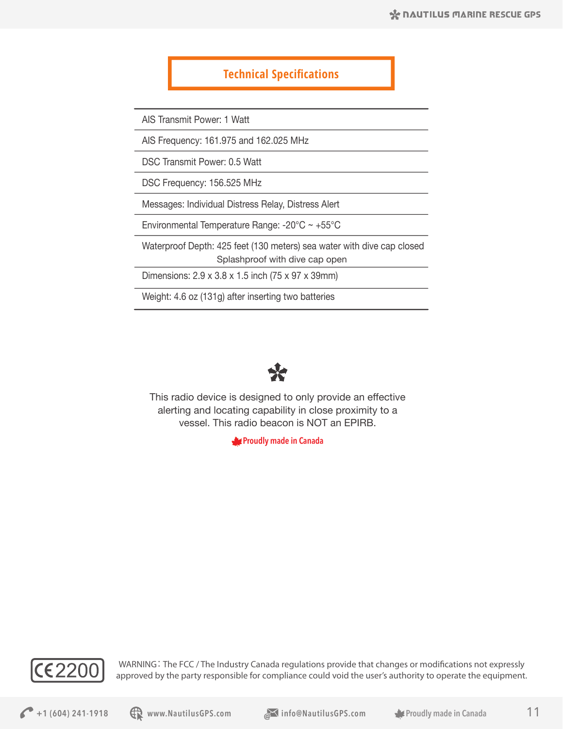## Technical Specifications

AIS Transmit Power: 1 Watt

AIS Frequency: 161.975 and 162.025 MHz

DSC Transmit Power: 0.5 Watt

DSC Frequency: 156.525 MHz

Messages: Individual Distress Relay, Distress Alert

Environmental Temperature Range: -20°C ~ +55°C

Waterproof Depth: 425 feet (130 meters) sea water with dive cap closed
Splashproof with dive cap open

Dimensions: 2.9 x 3.8 x 1.5 inch (75 x 97 x 39mm)

Weight: 4.6 oz (131g) after inserting two batteries

This radio device is designed to only provide an effective alerting and locating capability in close proximity to a vessel. This radio beacon is NOT an EPIRB.

Proudly made in Canada

CE2200

WARNING：The FCC / The Industry Canada regulations provide that changes or modifications not expressly approved by the party responsible for compliance could void the user's authority to operate the equipment.

+1 (604) 241-1918 www.NautilusGPS.com info@NautilusGPS.com Proudly made in Canada